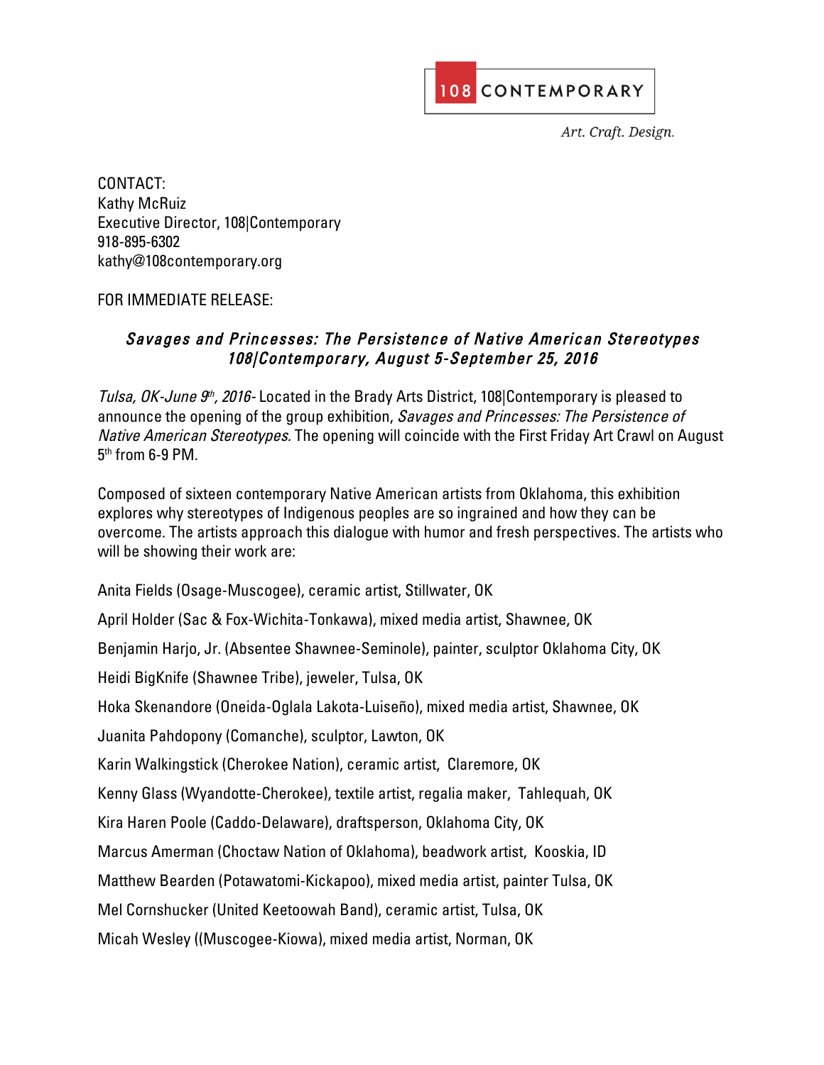108 CONTEMPORARY

*Art. Craft. Design.*

CONTACT:
Kathy McRuiz
Executive Director, 108|Contemporary
918-895-6302
kathy@108contemporary.org

FOR IMMEDIATE RELEASE:

***Savages and Princesses: The Persistence of Native American Stereotypes***
***108|Contemporary, August 5-September 25, 2016***

*Tulsa, OK-June 9th, 2016-* Located in the Brady Arts District, 108|Contemporary is pleased to announce the opening of the group exhibition, *Savages and Princesses: The Persistence of Native American Stereotypes.* The opening will coincide with the First Friday Art Crawl on August 5th from 6-9 PM.

Composed of sixteen contemporary Native American artists from Oklahoma, this exhibition explores why stereotypes of Indigenous peoples are so ingrained and how they can be overcome. The artists approach this dialogue with humor and fresh perspectives. The artists who will be showing their work are:

Anita Fields (Osage-Muscogee), ceramic artist, Stillwater, OK

April Holder (Sac & Fox-Wichita-Tonkawa), mixed media artist, Shawnee, OK

Benjamin Harjo, Jr. (Absentee Shawnee-Seminole), painter, sculptor Oklahoma City, OK

Heidi BigKnife (Shawnee Tribe), jeweler, Tulsa, OK

Hoka Skenandore (Oneida-Oglala Lakota-Luiseño), mixed media artist, Shawnee, OK

Juanita Pahdopony (Comanche), sculptor, Lawton, OK

Karin Walkingstick (Cherokee Nation), ceramic artist, Claremore, OK

Kenny Glass (Wyandotte-Cherokee), textile artist, regalia maker, Tahlequah, OK

Kira Haren Poole (Caddo-Delaware), draftsperson, Oklahoma City, OK

Marcus Amerman (Choctaw Nation of Oklahoma), beadwork artist, Kooskia, ID

Matthew Bearden (Potawatomi-Kickapoo), mixed media artist, painter Tulsa, OK

Mel Cornshucker (United Keetoowah Band), ceramic artist, Tulsa, OK

Micah Wesley ((Muscogee-Kiowa), mixed media artist, Norman, OK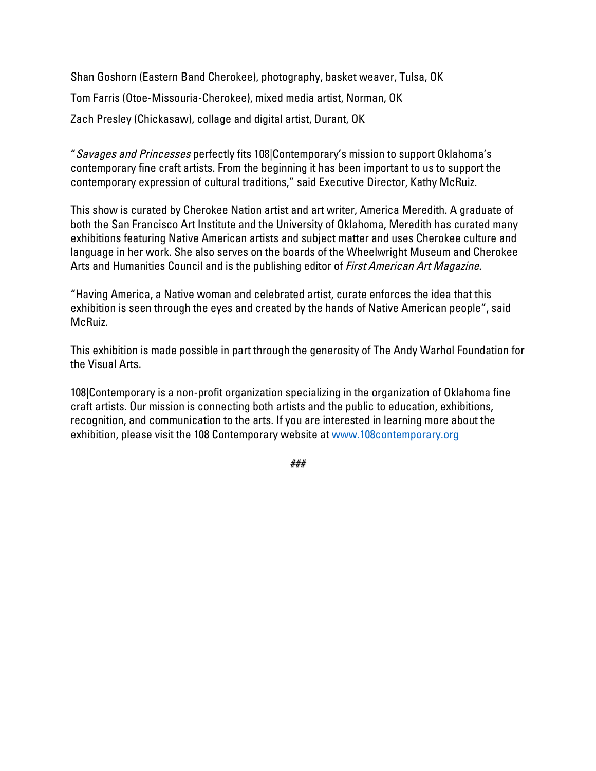Shan Goshorn (Eastern Band Cherokee), photography, basket weaver, Tulsa, OK

Tom Farris (Otoe-Missouria-Cherokee), mixed media artist, Norman, OK

Zach Presley (Chickasaw), collage and digital artist, Durant, OK

"*Savages and Princesses* perfectly fits 108|Contemporary's mission to support Oklahoma's contemporary fine craft artists. From the beginning it has been important to us to support the contemporary expression of cultural traditions," said Executive Director, Kathy McRuiz.

This show is curated by Cherokee Nation artist and art writer, America Meredith. A graduate of both the San Francisco Art Institute and the University of Oklahoma, Meredith has curated many exhibitions featuring Native American artists and subject matter and uses Cherokee culture and language in her work. She also serves on the boards of the Wheelwright Museum and Cherokee Arts and Humanities Council and is the publishing editor of *First American Art Magazine.*

"Having America, a Native woman and celebrated artist, curate enforces the idea that this exhibition is seen through the eyes and created by the hands of Native American people", said McRuiz.

This exhibition is made possible in part through the generosity of The Andy Warhol Foundation for the Visual Arts.

108|Contemporary is a non-profit organization specializing in the organization of Oklahoma fine craft artists. Our mission is connecting both artists and the public to education, exhibitions, recognition, and communication to the arts. If you are interested in learning more about the exhibition, please visit the 108 Contemporary website at [www.108contemporary.org](http://www.108contemporary.org)

###